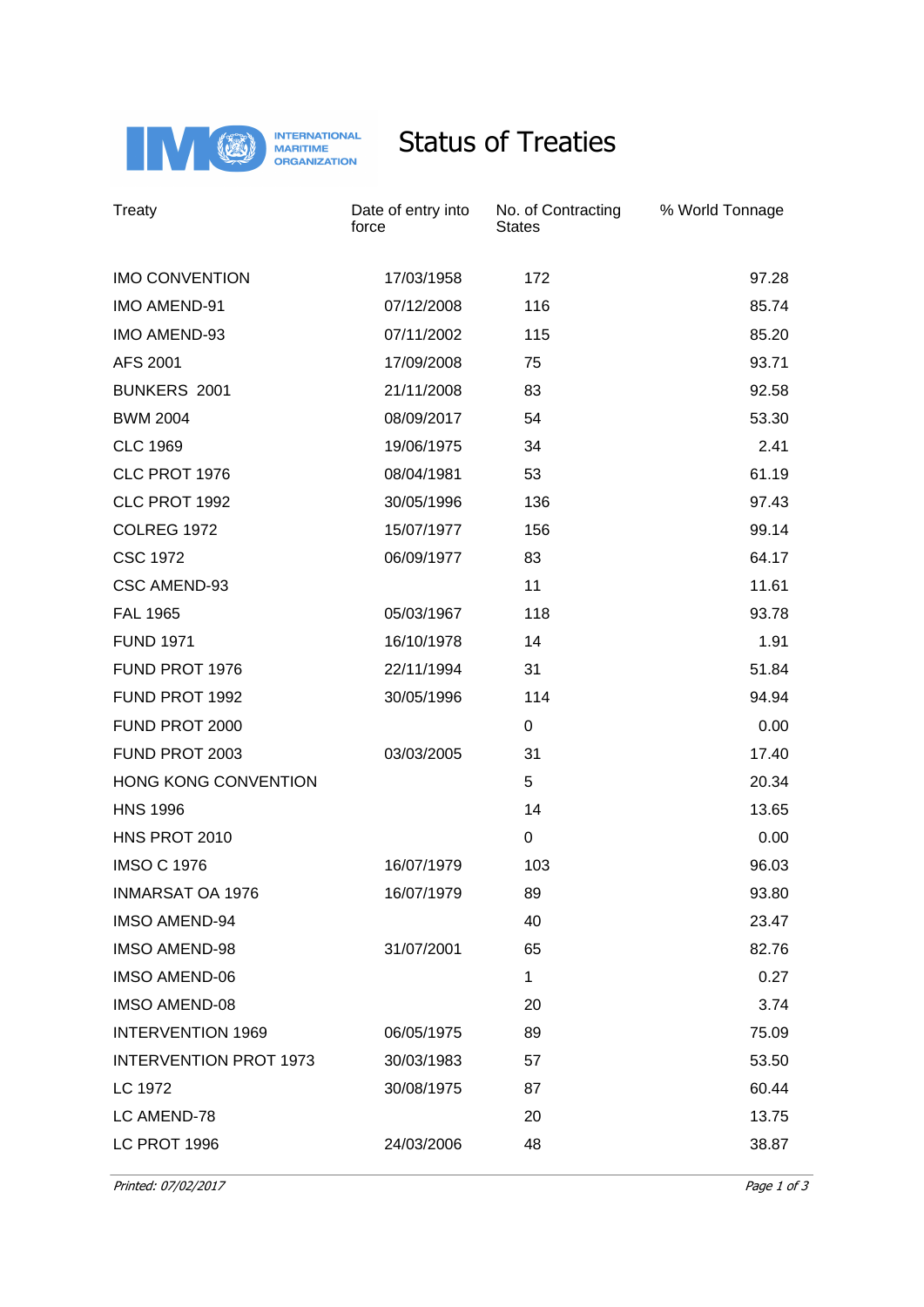# Status of Treaties

| Treaty | Date of entry into force | No. of Contracting States | % World Tonnage |
|---|---|---|---|
| IMO CONVENTION | 17/03/1958 | 172 | 97.28 |
| IMO AMEND-91 | 07/12/2008 | 116 | 85.74 |
| IMO AMEND-93 | 07/11/2002 | 115 | 85.20 |
| AFS 2001 | 17/09/2008 | 75 | 93.71 |
| BUNKERS 2001 | 21/11/2008 | 83 | 92.58 |
| BWM 2004 | 08/09/2017 | 54 | 53.30 |
| CLC 1969 | 19/06/1975 | 34 | 2.41 |
| CLC PROT 1976 | 08/04/1981 | 53 | 61.19 |
| CLC PROT 1992 | 30/05/1996 | 136 | 97.43 |
| COLREG 1972 | 15/07/1977 | 156 | 99.14 |
| CSC 1972 | 06/09/1977 | 83 | 64.17 |
| CSC AMEND-93 | | 11 | 11.61 |
| FAL 1965 | 05/03/1967 | 118 | 93.78 |
| FUND 1971 | 16/10/1978 | 14 | 1.91 |
| FUND PROT 1976 | 22/11/1994 | 31 | 51.84 |
| FUND PROT 1992 | 30/05/1996 | 114 | 94.94 |
| FUND PROT 2000 | | 0 | 0.00 |
| FUND PROT 2003 | 03/03/2005 | 31 | 17.40 |
| HONG KONG CONVENTION | | 5 | 20.34 |
| HNS 1996 | | 14 | 13.65 |
| HNS PROT 2010 | | 0 | 0.00 |
| IMSO C 1976 | 16/07/1979 | 103 | 96.03 |
| INMARSAT OA 1976 | 16/07/1979 | 89 | 93.80 |
| IMSO AMEND-94 | | 40 | 23.47 |
| IMSO AMEND-98 | 31/07/2001 | 65 | 82.76 |
| IMSO AMEND-06 | | 1 | 0.27 |
| IMSO AMEND-08 | | 20 | 3.74 |
| INTERVENTION 1969 | 06/05/1975 | 89 | 75.09 |
| INTERVENTION PROT 1973 | 30/03/1983 | 57 | 53.50 |
| LC 1972 | 30/08/1975 | 87 | 60.44 |
| LC AMEND-78 | | 20 | 13.75 |
| LC PROT 1996 | 24/03/2006 | 48 | 38.87 |

*Printed: 07/02/2017*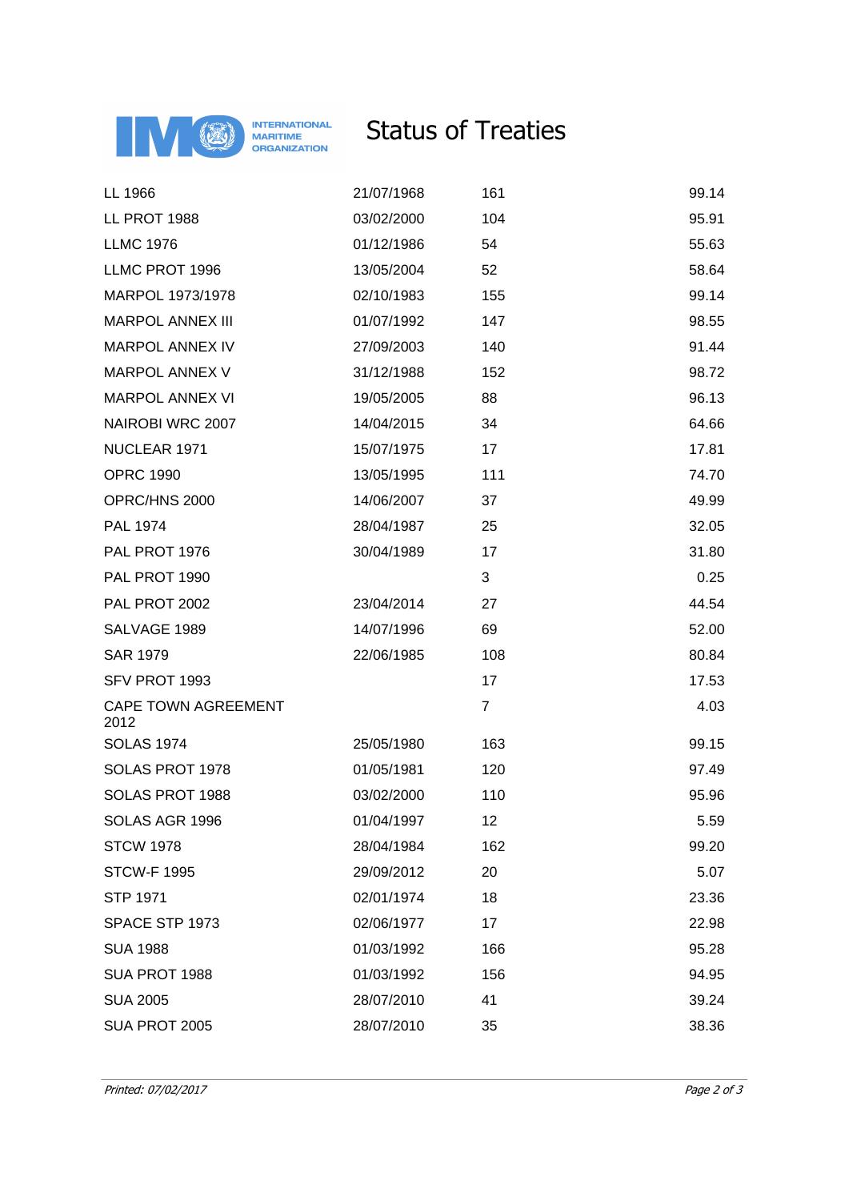# Status of Treaties

| | | | |
|---|---|---|---|
| LL 1966 | 21/07/1968 | 161 | 99.14 |
| LL PROT 1988 | 03/02/2000 | 104 | 95.91 |
| LLMC 1976 | 01/12/1986 | 54 | 55.63 |
| LLMC PROT 1996 | 13/05/2004 | 52 | 58.64 |
| MARPOL 1973/1978 | 02/10/1983 | 155 | 99.14 |
| MARPOL ANNEX III | 01/07/1992 | 147 | 98.55 |
| MARPOL ANNEX IV | 27/09/2003 | 140 | 91.44 |
| MARPOL ANNEX V | 31/12/1988 | 152 | 98.72 |
| MARPOL ANNEX VI | 19/05/2005 | 88 | 96.13 |
| NAIROBI WRC 2007 | 14/04/2015 | 34 | 64.66 |
| NUCLEAR 1971 | 15/07/1975 | 17 | 17.81 |
| OPRC 1990 | 13/05/1995 | 111 | 74.70 |
| OPRC/HNS 2000 | 14/06/2007 | 37 | 49.99 |
| PAL 1974 | 28/04/1987 | 25 | 32.05 |
| PAL PROT 1976 | 30/04/1989 | 17 | 31.80 |
| PAL PROT 1990 | | 3 | 0.25 |
| PAL PROT 2002 | 23/04/2014 | 27 | 44.54 |
| SALVAGE 1989 | 14/07/1996 | 69 | 52.00 |
| SAR 1979 | 22/06/1985 | 108 | 80.84 |
| SFV PROT 1993 | | 17 | 17.53 |
| CAPE TOWN AGREEMENT 2012 | | 7 | 4.03 |
| SOLAS 1974 | 25/05/1980 | 163 | 99.15 |
| SOLAS PROT 1978 | 01/05/1981 | 120 | 97.49 |
| SOLAS PROT 1988 | 03/02/2000 | 110 | 95.96 |
| SOLAS AGR 1996 | 01/04/1997 | 12 | 5.59 |
| STCW 1978 | 28/04/1984 | 162 | 99.20 |
| STCW-F 1995 | 29/09/2012 | 20 | 5.07 |
| STP 1971 | 02/01/1974 | 18 | 23.36 |
| SPACE STP 1973 | 02/06/1977 | 17 | 22.98 |
| SUA 1988 | 01/03/1992 | 166 | 95.28 |
| SUA PROT 1988 | 01/03/1992 | 156 | 94.95 |
| SUA 2005 | 28/07/2010 | 41 | 39.24 |
| SUA PROT 2005 | 28/07/2010 | 35 | 38.36 |

*Printed: 07/02/2017*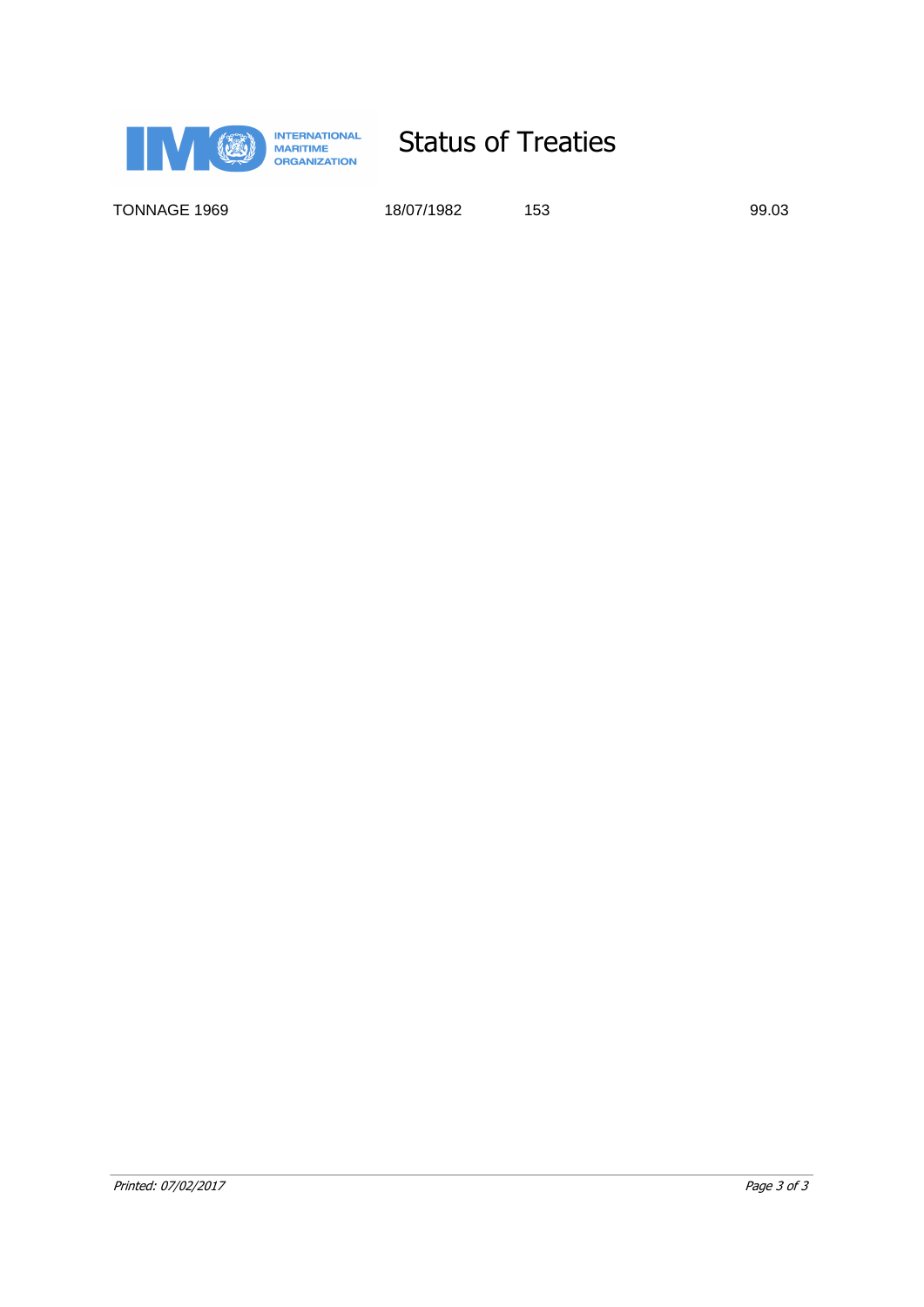| | | | |
|---|---|---|---|
| TONNAGE 1969 | 18/07/1982 | 153 | 99.03 |